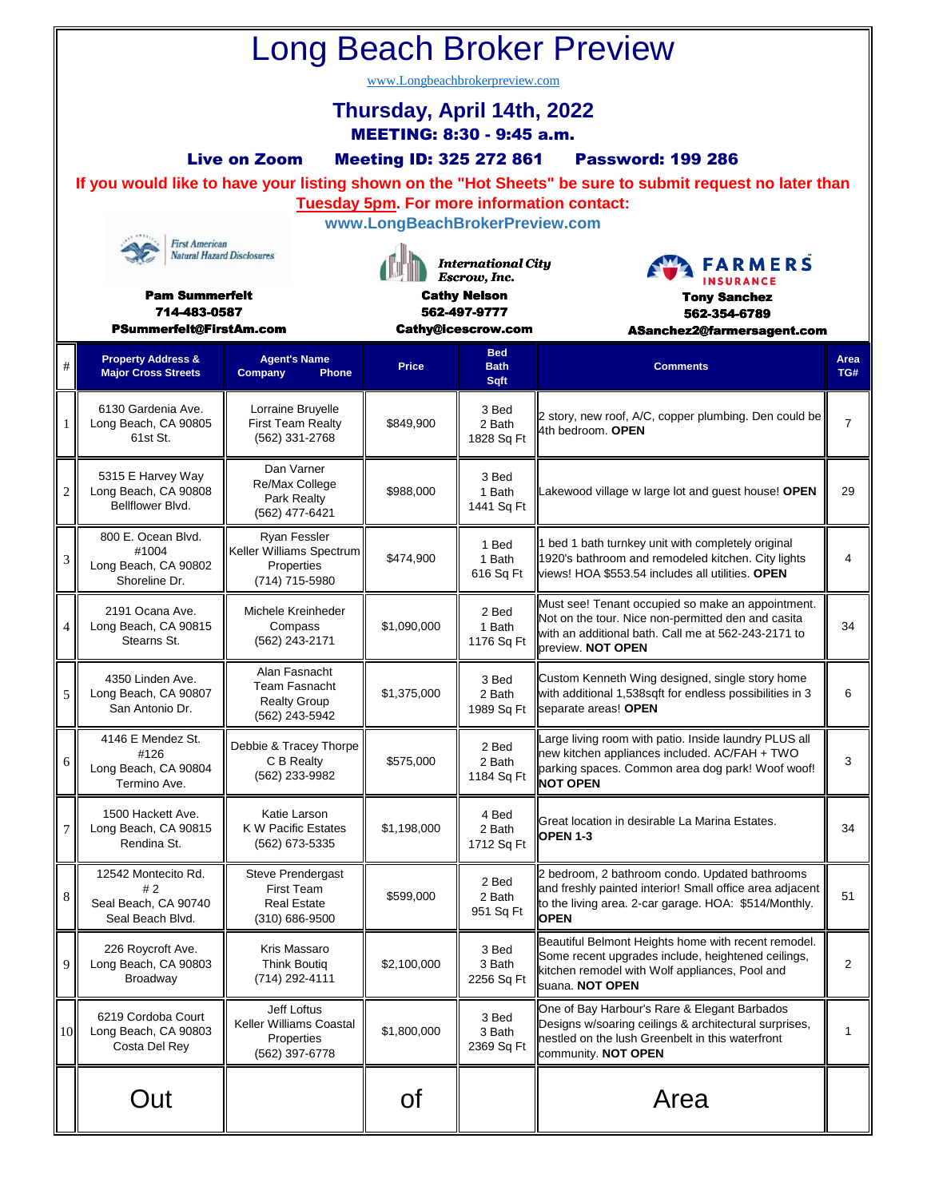# Long Beach Broker Preview

www.Longbeachbrokerpreview.com

## Thursday, April 14th, 2022

**MEETING: 8:30 - 9:45 a.m.**

**Live on Zoom  Meeting ID: 325 272 861  Password: 199 286**

**If you would like to have your listing shown on the "Hot Sheets" be sure to submit request no later than Tuesday 5pm. For more information contact:**

**www.LongBeachBrokerPreview.com**

First American Natural Hazard Disclosures
**Pam Summerfelt**
**714-483-0587**
**PSummerfelt@FirstAm.com**

International City Escrow, Inc.
**Cathy Nelson**
**562-497-9777**
**Cathy@icescrow.com**

FARMERS INSURANCE
**Tony Sanchez**
**562-354-6789**
**ASanchez2@farmersagent.com**

| # | Property Address & Major Cross Streets | Agent's Name Company Phone | Price | Bed Bath Sqft | Comments | Area TG# |
|---|---|---|---|---|---|---|
| 1 | 6130 Gardenia Ave. Long Beach, CA 90805 61st St. | Lorraine Bruyelle First Team Realty (562) 331-2768 | $849,900 | 3 Bed 2 Bath 1828 Sq Ft | 2 story, new roof, A/C, copper plumbing. Den could be 4th bedroom. **OPEN** | 7 |
| 2 | 5315 E Harvey Way Long Beach, CA 90808 Bellflower Blvd. | Dan Varner Re/Max College Park Realty (562) 477-6421 | $988,000 | 3 Bed 1 Bath 1441 Sq Ft | Lakewood village w large lot and guest house! **OPEN** | 29 |
| 3 | 800 E. Ocean Blvd. #1004 Long Beach, CA 90802 Shoreline Dr. | Ryan Fessler Keller Williams Spectrum Properties (714) 715-5980 | $474,900 | 1 Bed 1 Bath 616 Sq Ft | 1 bed 1 bath turnkey unit with completely original 1920's bathroom and remodeled kitchen. City lights views! HOA $553.54 includes all utilities. **OPEN** | 4 |
| 4 | 2191 Ocana Ave. Long Beach, CA 90815 Stearns St. | Michele Kreinheder Compass (562) 243-2171 | $1,090,000 | 2 Bed 1 Bath 1176 Sq Ft | Must see! Tenant occupied so make an appointment. Not on the tour. Nice non-permitted den and casita with an additional bath. Call me at 562-243-2171 to preview. **NOT OPEN** | 34 |
| 5 | 4350 Linden Ave. Long Beach, CA 90807 San Antonio Dr. | Alan Fasnacht Team Fasnacht Realty Group (562) 243-5942 | $1,375,000 | 3 Bed 2 Bath 1989 Sq Ft | Custom Kenneth Wing designed, single story home with additional 1,538sqft for endless possibilities in 3 separate areas! **OPEN** | 6 |
| 6 | 4146 E Mendez St. #126 Long Beach, CA 90804 Termino Ave. | Debbie & Tracey Thorpe C B Realty (562) 233-9982 | $575,000 | 2 Bed 2 Bath 1184 Sq Ft | Large living room with patio. Inside laundry PLUS all new kitchen appliances included. AC/FAH + TWO parking spaces. Common area dog park! Woof woof! **NOT OPEN** | 3 |
| 7 | 1500 Hackett Ave. Long Beach, CA 90815 Rendina St. | Katie Larson K W Pacific Estates (562) 673-5335 | $1,198,000 | 4 Bed 2 Bath 1712 Sq Ft | Great location in desirable La Marina Estates. **OPEN 1-3** | 34 |
| 8 | 12542 Montecito Rd. # 2 Seal Beach, CA 90740 Seal Beach Blvd. | Steve Prendergast First Team Real Estate (310) 686-9500 | $599,000 | 2 Bed 2 Bath 951 Sq Ft | 2 bedroom, 2 bathroom condo. Updated bathrooms and freshly painted interior! Small office area adjacent to the living area. 2-car garage. HOA: $514/Monthly. **OPEN** | 51 |
| 9 | 226 Roycroft Ave. Long Beach, CA 90803 Broadway | Kris Massaro Think Boutiq (714) 292-4111 | $2,100,000 | 3 Bed 3 Bath 2256 Sq Ft | Beautiful Belmont Heights home with recent remodel. Some recent upgrades include, heightened ceilings, kitchen remodel with Wolf appliances, Pool and suana. **NOT OPEN** | 2 |
| 10 | 6219 Cordoba Court Long Beach, CA 90803 Costa Del Rey | Jeff Loftus Keller Williams Coastal Properties (562) 397-6778 | $1,800,000 | 3 Bed 3 Bath 2369 Sq Ft | One of Bay Harbour's Rare & Elegant Barbados Designs w/soaring ceilings & architectural surprises, nestled on the lush Greenbelt in this waterfront community. **NOT OPEN** | 1 |
| | Out | | of | | Area | |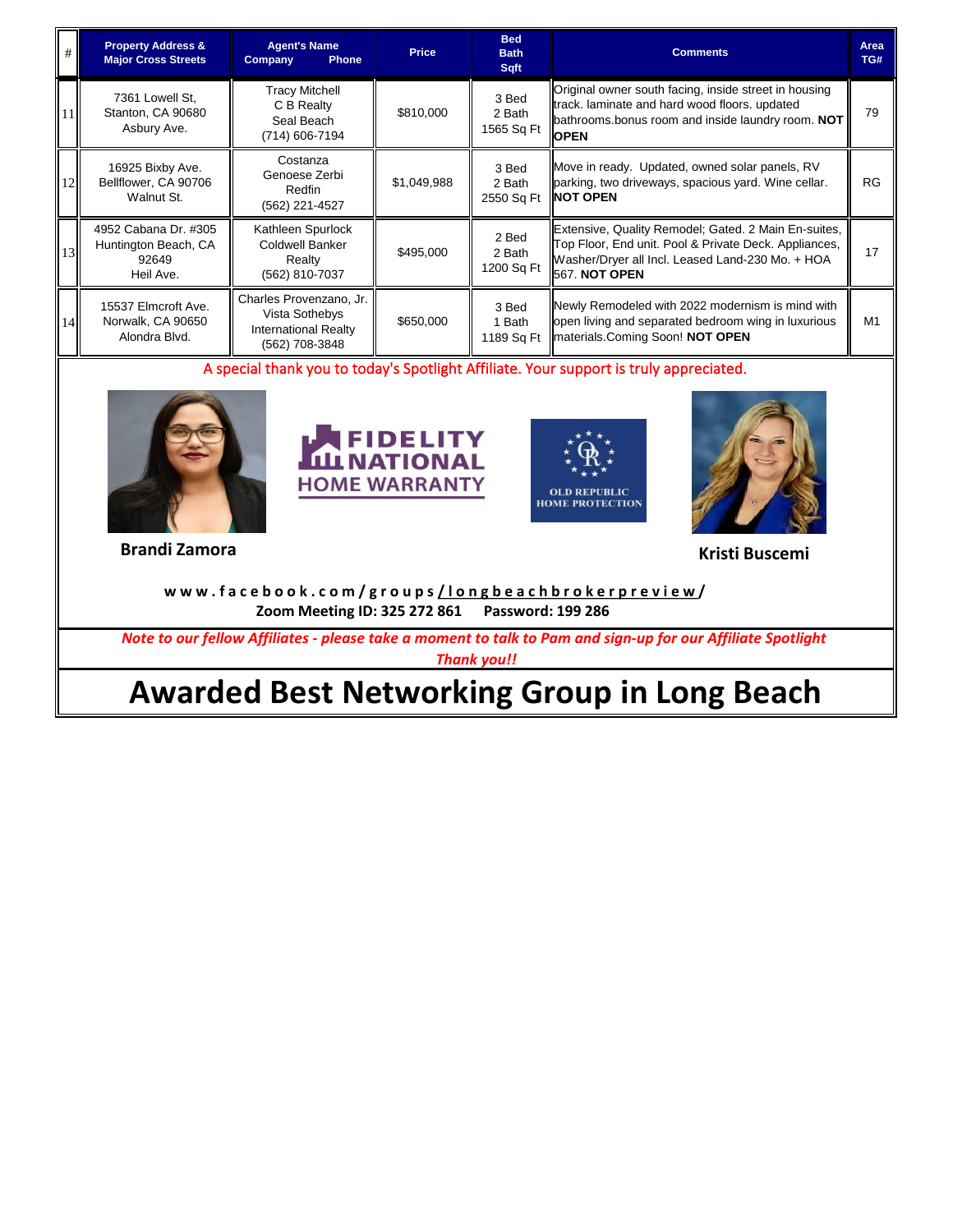| # | Property Address & Major Cross Streets | Agent's Name Company Phone | Price | Bed Bath Sqft | Comments | Area TG# |
|---|---|---|---|---|---|---|
| 11 | 7361 Lowell St, Stanton, CA 90680 Asbury Ave. | Tracy Mitchell C B Realty Seal Beach (714) 606-7194 | $810,000 | 3 Bed 2 Bath 1565 Sq Ft | Original owner south facing, inside street in housing track. laminate and hard wood floors. updated bathrooms.bonus room and inside laundry room. **NOT OPEN** | 79 |
| 12 | 16925 Bixby Ave. Bellflower, CA 90706 Walnut St. | Costanza Genoese Zerbi Redfin (562) 221-4527 | $1,049,988 | 3 Bed 2 Bath 2550 Sq Ft | Move in ready. Updated, owned solar panels, RV parking, two driveways, spacious yard. Wine cellar. **NOT OPEN** | RG |
| 13 | 4952 Cabana Dr. #305 Huntington Beach, CA 92649 Heil Ave. | Kathleen Spurlock Coldwell Banker Realty (562) 810-7037 | $495,000 | 2 Bed 2 Bath 1200 Sq Ft | Extensive, Quality Remodel; Gated. 2 Main En-suites, Top Floor, End unit. Pool & Private Deck. Appliances, Washer/Dryer all Incl. Leased Land-230 Mo. + HOA 567. **NOT OPEN** | 17 |
| 14 | 15537 Elmcroft Ave. Norwalk, CA 90650 Alondra Blvd. | Charles Provenzano, Jr. Vista Sothebys International Realty (562) 708-3848 | $650,000 | 3 Bed 1 Bath 1189 Sq Ft | Newly Remodeled with 2022 modernism is mind with open living and separated bedroom wing in luxurious materials.Coming Soon! **NOT OPEN** | M1 |

A special thank you to today's Spotlight Affiliate. Your support is truly appreciated.

FIDELITY NATIONAL HOME WARRANTY

OLD REPUBLIC HOME PROTECTION

**Brandi Zamora**

**Kristi Buscemi**

**www.facebook.com/groups/longbeachbrokerpreview/**

**Zoom Meeting ID: 325 272 861 Password: 199 286**

***Note to our fellow Affiliates - please take a moment to talk to Pam and sign-up for our Affiliate Spotlight Thank you!!***

# Awarded Best Networking Group in Long Beach